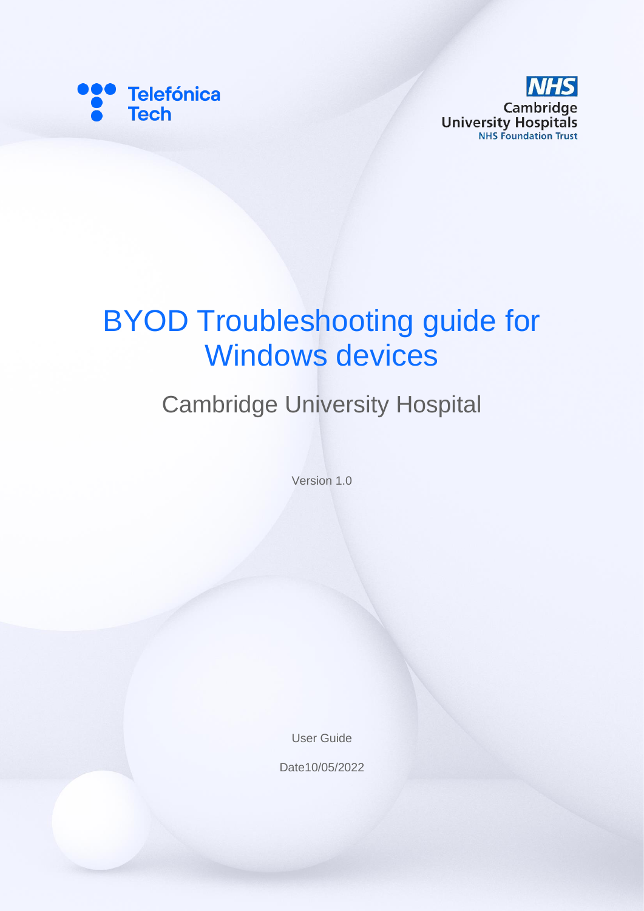Telefónica Tech

NHS Cambridge University Hospitals NHS Foundation Trust

# BYOD Troubleshooting guide for Windows devices

## Cambridge University Hospital

Version 1.0

User Guide

Date10/05/2022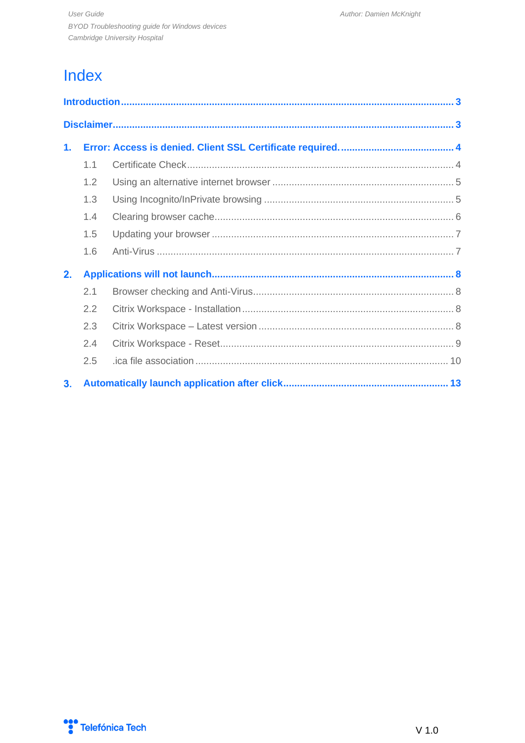# Index

**Introduction** .......... **3**

**Disclaimer** .......... **3**

**1. Error: Access is denied. Client SSL Certificate required.** .......... **4**

- 1.1 Certificate Check .......... 4
- 1.2 Using an alternative internet browser .......... 5
- 1.3 Using Incognito/InPrivate browsing .......... 5
- 1.4 Clearing browser cache .......... 6
- 1.5 Updating your browser .......... 7
- 1.6 Anti-Virus .......... 7

**2. Applications will not launch** .......... **8**

- 2.1 Browser checking and Anti-Virus .......... 8
- 2.2 Citrix Workspace - Installation .......... 8
- 2.3 Citrix Workspace – Latest version .......... 8
- 2.4 Citrix Workspace - Reset .......... 9
- 2.5 .ica file association .......... 10

**3. Automatically launch application after click** .......... **13**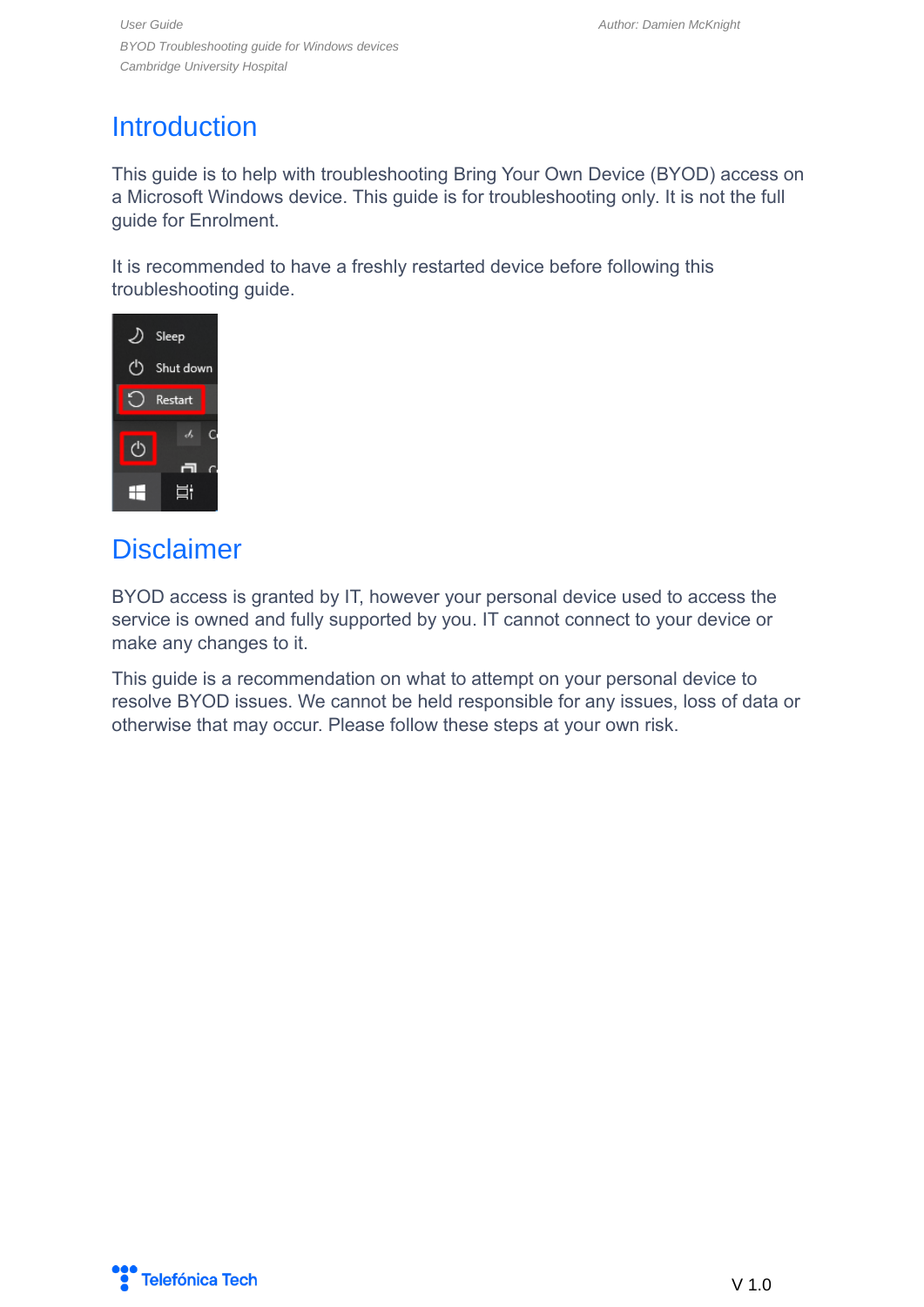# Introduction

This guide is to help with troubleshooting Bring Your Own Device (BYOD) access on a Microsoft Windows device. This guide is for troubleshooting only. It is not the full guide for Enrolment.

It is recommended to have a freshly restarted device before following this troubleshooting guide.

# Disclaimer

BYOD access is granted by IT, however your personal device used to access the service is owned and fully supported by you. IT cannot connect to your device or make any changes to it.

This guide is a recommendation on what to attempt on your personal device to resolve BYOD issues. We cannot be held responsible for any issues, loss of data or otherwise that may occur. Please follow these steps at your own risk.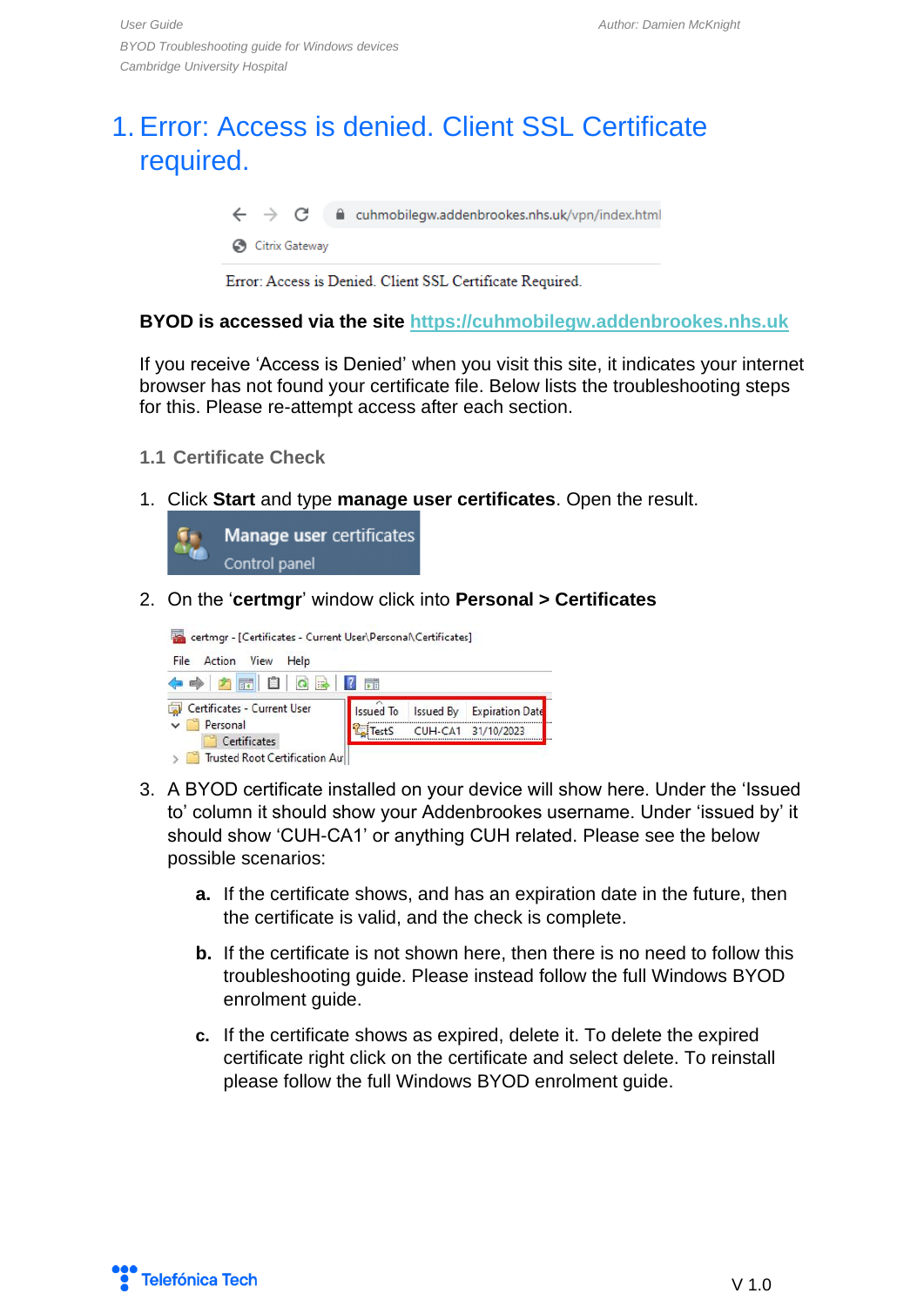# 1. Error: Access is denied. Client SSL Certificate required.

**BYOD is accessed via the site https://cuhmobilegw.addenbrookes.nhs.uk**

If you receive 'Access is Denied' when you visit this site, it indicates your internet browser has not found your certificate file. Below lists the troubleshooting steps for this. Please re-attempt access after each section.

## 1.1 Certificate Check

1. Click **Start** and type **manage user certificates**. Open the result.
2. On the '**certmgr**' window click into **Personal > Certificates**
3. A BYOD certificate installed on your device will show here. Under the 'Issued to' column it should show your Addenbrookes username. Under 'issued by' it should show 'CUH-CA1' or anything CUH related. Please see the below possible scenarios:

   **a.** If the certificate shows, and has an expiration date in the future, then the certificate is valid, and the check is complete.

   **b.** If the certificate is not shown here, then there is no need to follow this troubleshooting guide. Please instead follow the full Windows BYOD enrolment guide.

   **c.** If the certificate shows as expired, delete it. To delete the expired certificate right click on the certificate and select delete. To reinstall please follow the full Windows BYOD enrolment guide.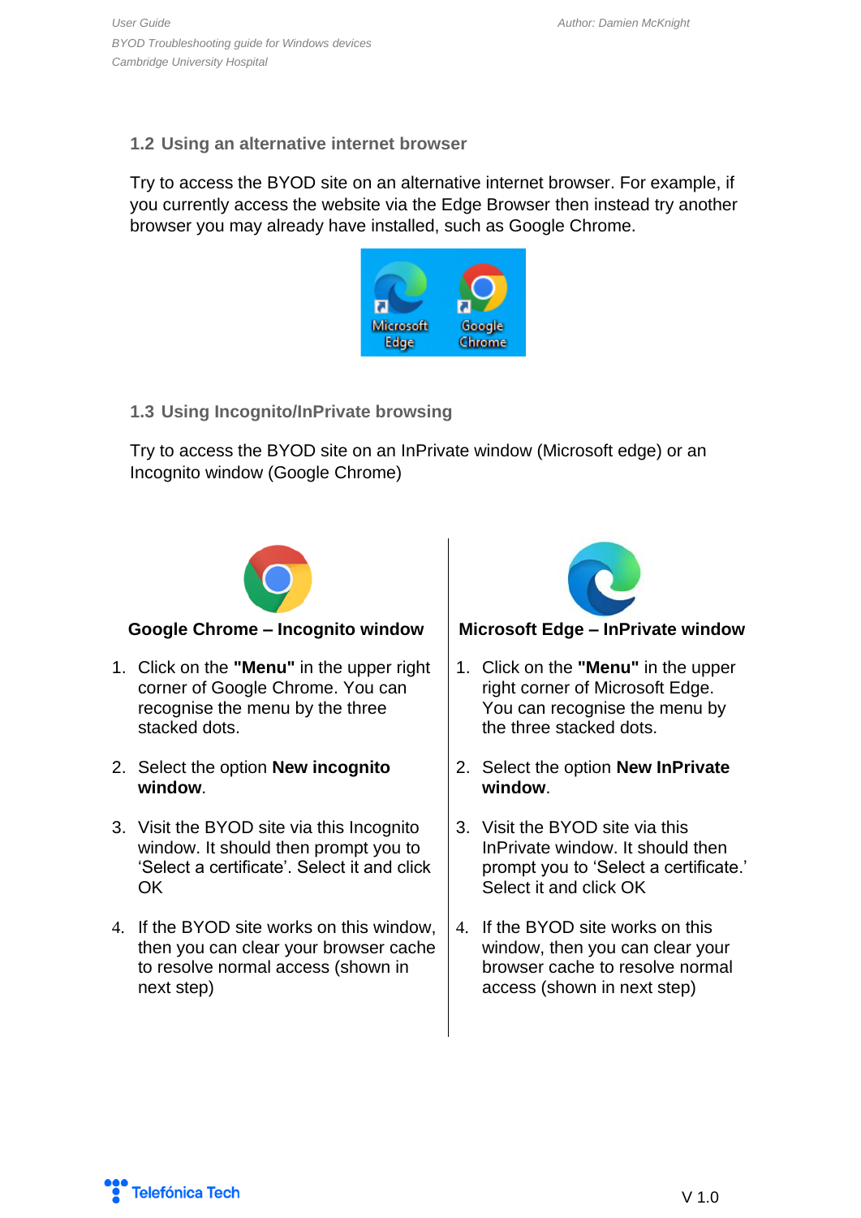## 1.2 Using an alternative internet browser

Try to access the BYOD site on an alternative internet browser. For example, if you currently access the website via the Edge Browser then instead try another browser you may already have installed, such as Google Chrome.

## 1.3 Using Incognito/InPrivate browsing

Try to access the BYOD site on an InPrivate window (Microsoft edge) or an Incognito window (Google Chrome)

### Google Chrome – Incognito window

1. Click on the **"Menu"** in the upper right corner of Google Chrome. You can recognise the menu by the three stacked dots.
2. Select the option **New incognito window**.
3. Visit the BYOD site via this Incognito window. It should then prompt you to 'Select a certificate'. Select it and click OK
4. If the BYOD site works on this window, then you can clear your browser cache to resolve normal access (shown in next step)

### Microsoft Edge – InPrivate window

1. Click on the **"Menu"** in the upper right corner of Microsoft Edge. You can recognise the menu by the three stacked dots.
2. Select the option **New InPrivate window**.
3. Visit the BYOD site via this InPrivate window. It should then prompt you to 'Select a certificate.' Select it and click OK
4. If the BYOD site works on this window, then you can clear your browser cache to resolve normal access (shown in next step)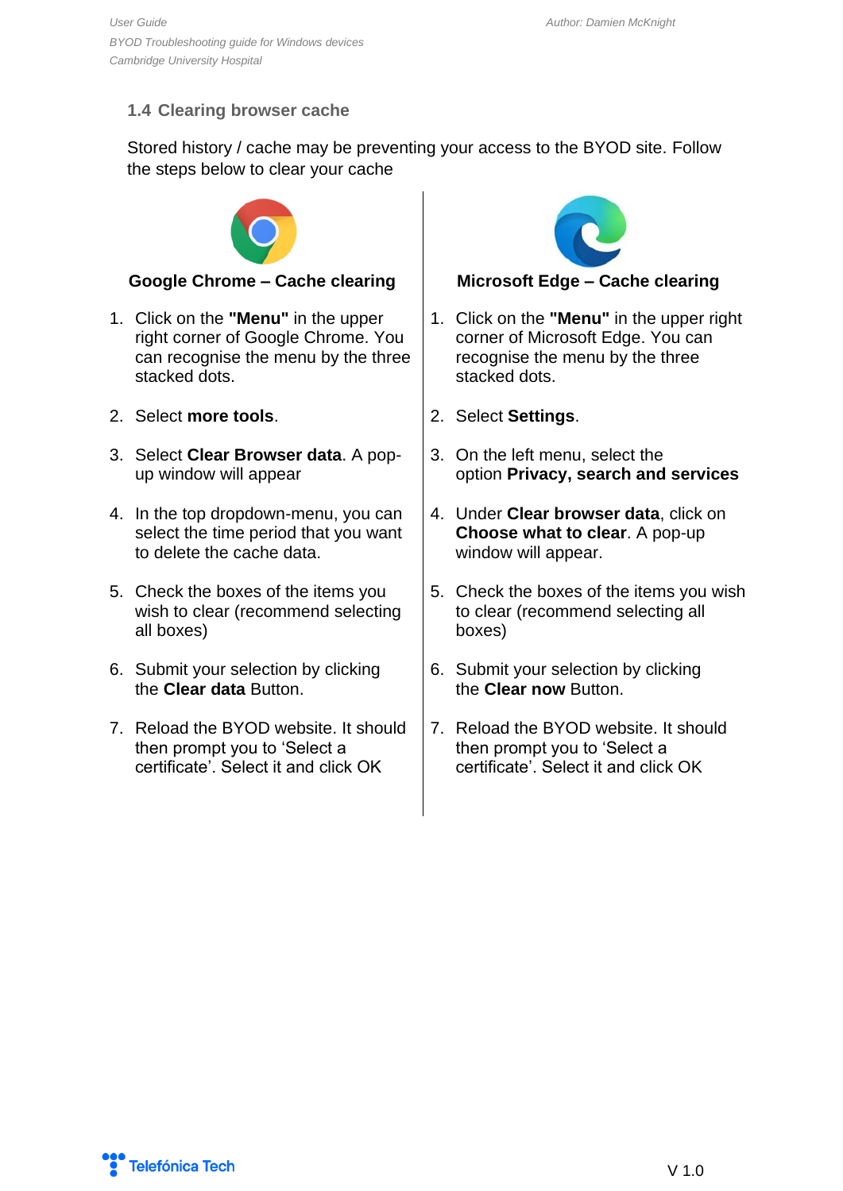## 1.4 Clearing browser cache

Stored history / cache may be preventing your access to the BYOD site. Follow the steps below to clear your cache

### Google Chrome – Cache clearing

1. Click on the **"Menu"** in the upper right corner of Google Chrome. You can recognise the menu by the three stacked dots.
2. Select **more tools**.
3. Select **Clear Browser data**. A pop-up window will appear
4. In the top dropdown-menu, you can select the time period that you want to delete the cache data.
5. Check the boxes of the items you wish to clear (recommend selecting all boxes)
6. Submit your selection by clicking the **Clear data** Button.
7. Reload the BYOD website. It should then prompt you to 'Select a certificate'. Select it and click OK

### Microsoft Edge – Cache clearing

1. Click on the **"Menu"** in the upper right corner of Microsoft Edge. You can recognise the menu by the three stacked dots.
2. Select **Settings**.
3. On the left menu, select the option **Privacy, search and services**
4. Under **Clear browser data**, click on **Choose what to clear**. A pop-up window will appear.
5. Check the boxes of the items you wish to clear (recommend selecting all boxes)
6. Submit your selection by clicking the **Clear now** Button.
7. Reload the BYOD website. It should then prompt you to 'Select a certificate'. Select it and click OK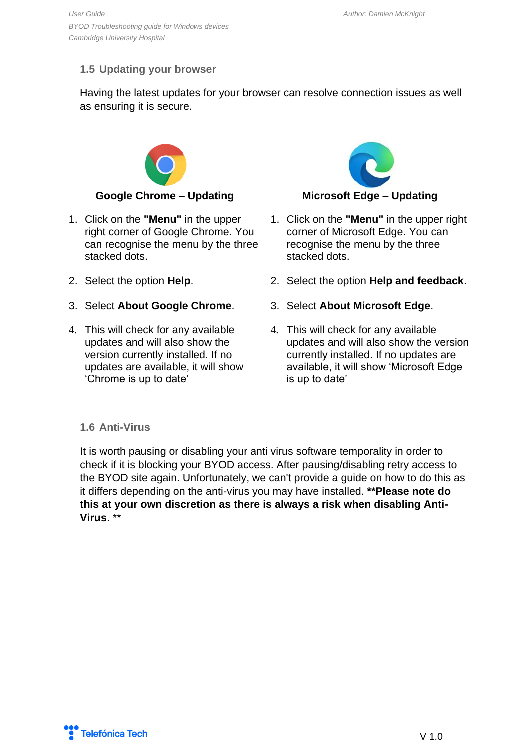## 1.5 Updating your browser

Having the latest updates for your browser can resolve connection issues as well as ensuring it is secure.

### Google Chrome – Updating

1. Click on the **"Menu"** in the upper right corner of Google Chrome. You can recognise the menu by the three stacked dots.
2. Select the option **Help**.
3. Select **About Google Chrome**.
4. This will check for any available updates and will also show the version currently installed. If no updates are available, it will show 'Chrome is up to date'

### Microsoft Edge – Updating

1. Click on the **"Menu"** in the upper right corner of Microsoft Edge. You can recognise the menu by the three stacked dots.
2. Select the option **Help and feedback**.
3. Select **About Microsoft Edge**.
4. This will check for any available updates and will also show the version currently installed. If no updates are available, it will show 'Microsoft Edge is up to date'

## 1.6 Anti-Virus

It is worth pausing or disabling your anti virus software temporality in order to check if it is blocking your BYOD access. After pausing/disabling retry access to the BYOD site again. Unfortunately, we can't provide a guide on how to do this as it differs depending on the anti-virus you may have installed. **\*\*Please note do this at your own discretion as there is always a risk when disabling Anti-Virus**. \*\*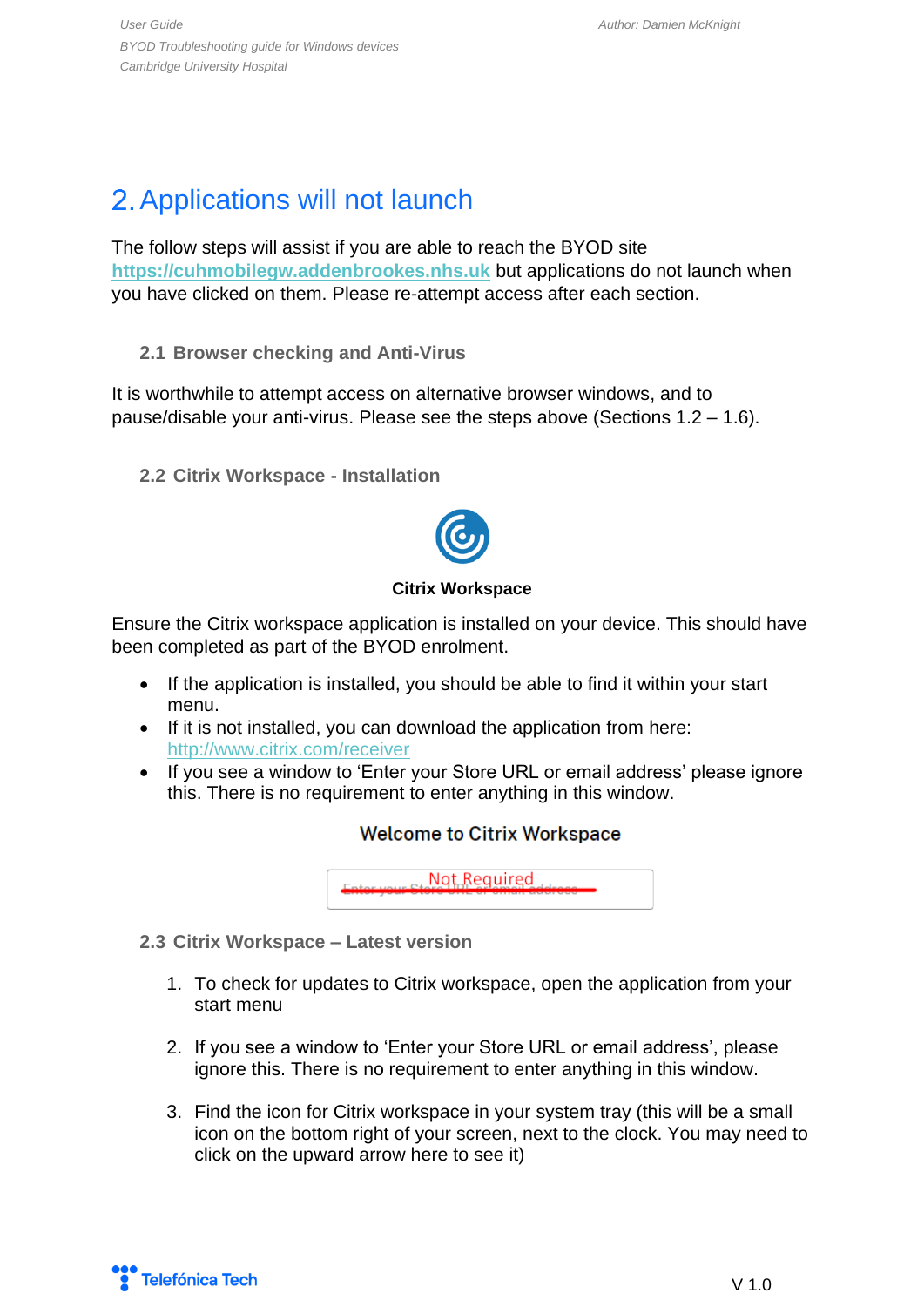# 2. Applications will not launch

The follow steps will assist if you are able to reach the BYOD site https://cuhmobilegw.addenbrookes.nhs.uk but applications do not launch when you have clicked on them. Please re-attempt access after each section.

## 2.1 Browser checking and Anti-Virus

It is worthwhile to attempt access on alternative browser windows, and to pause/disable your anti-virus. Please see the steps above (Sections 1.2 – 1.6).

## 2.2 Citrix Workspace - Installation

**Citrix Workspace**

Ensure the Citrix workspace application is installed on your device. This should have been completed as part of the BYOD enrolment.

- If the application is installed, you should be able to find it within your start menu.
- If it is not installed, you can download the application from here: http://www.citrix.com/receiver
- If you see a window to 'Enter your Store URL or email address' please ignore this. There is no requirement to enter anything in this window.

Welcome to Citrix Workspace

~~Enter your Store URL or email address~~ Not Required

## 2.3 Citrix Workspace – Latest version

1. To check for updates to Citrix workspace, open the application from your start menu

2. If you see a window to 'Enter your Store URL or email address', please ignore this. There is no requirement to enter anything in this window.

3. Find the icon for Citrix workspace in your system tray (this will be a small icon on the bottom right of your screen, next to the clock. You may need to click on the upward arrow here to see it)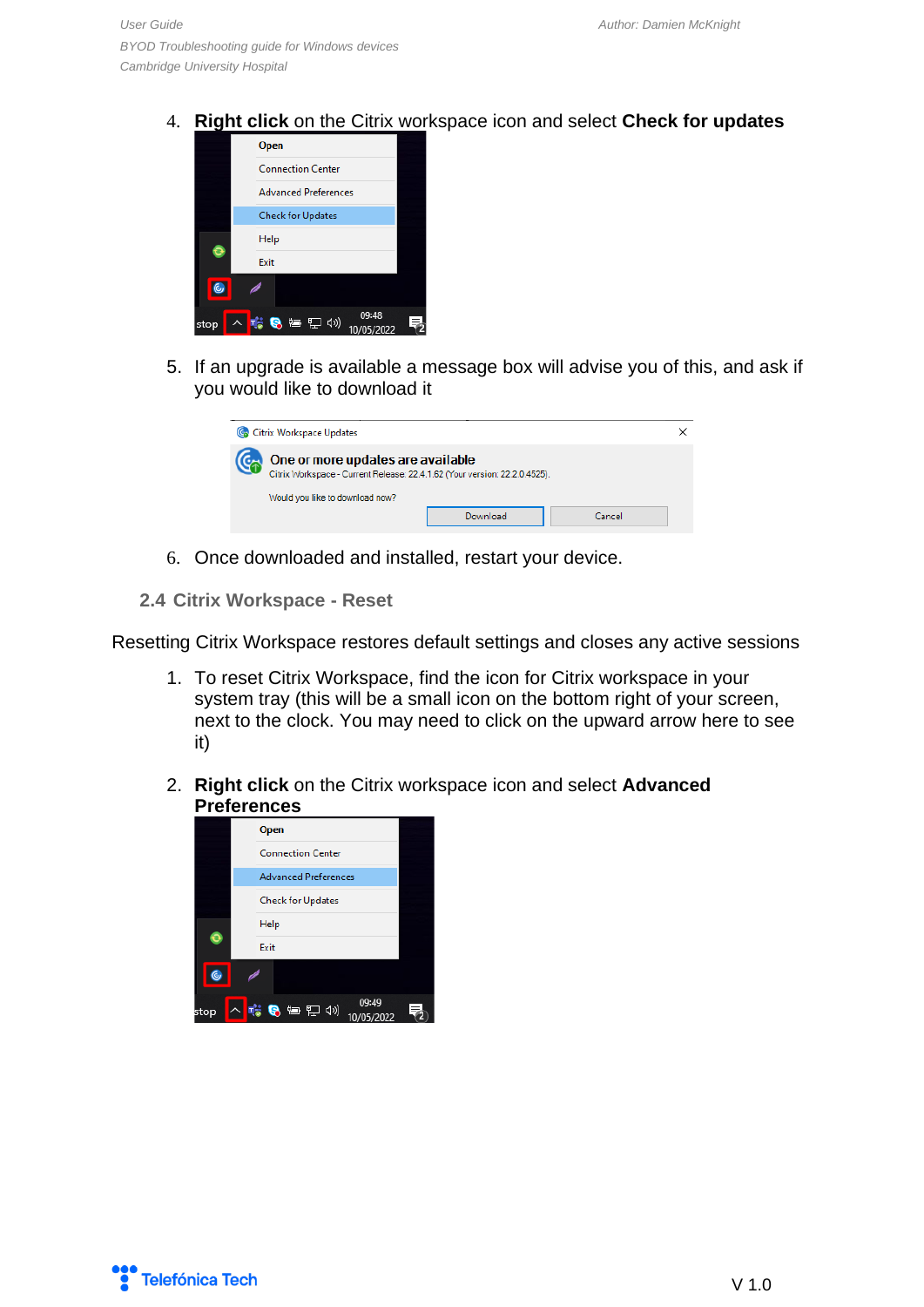4. **Right click** on the Citrix workspace icon and select **Check for updates**

5. If an upgrade is available a message box will advise you of this, and ask if you would like to download it

6. Once downloaded and installed, restart your device.

## 2.4 Citrix Workspace - Reset

Resetting Citrix Workspace restores default settings and closes any active sessions

1. To reset Citrix Workspace, find the icon for Citrix workspace in your system tray (this will be a small icon on the bottom right of your screen, next to the clock. You may need to click on the upward arrow here to see it)

2. **Right click** on the Citrix workspace icon and select **Advanced Preferences**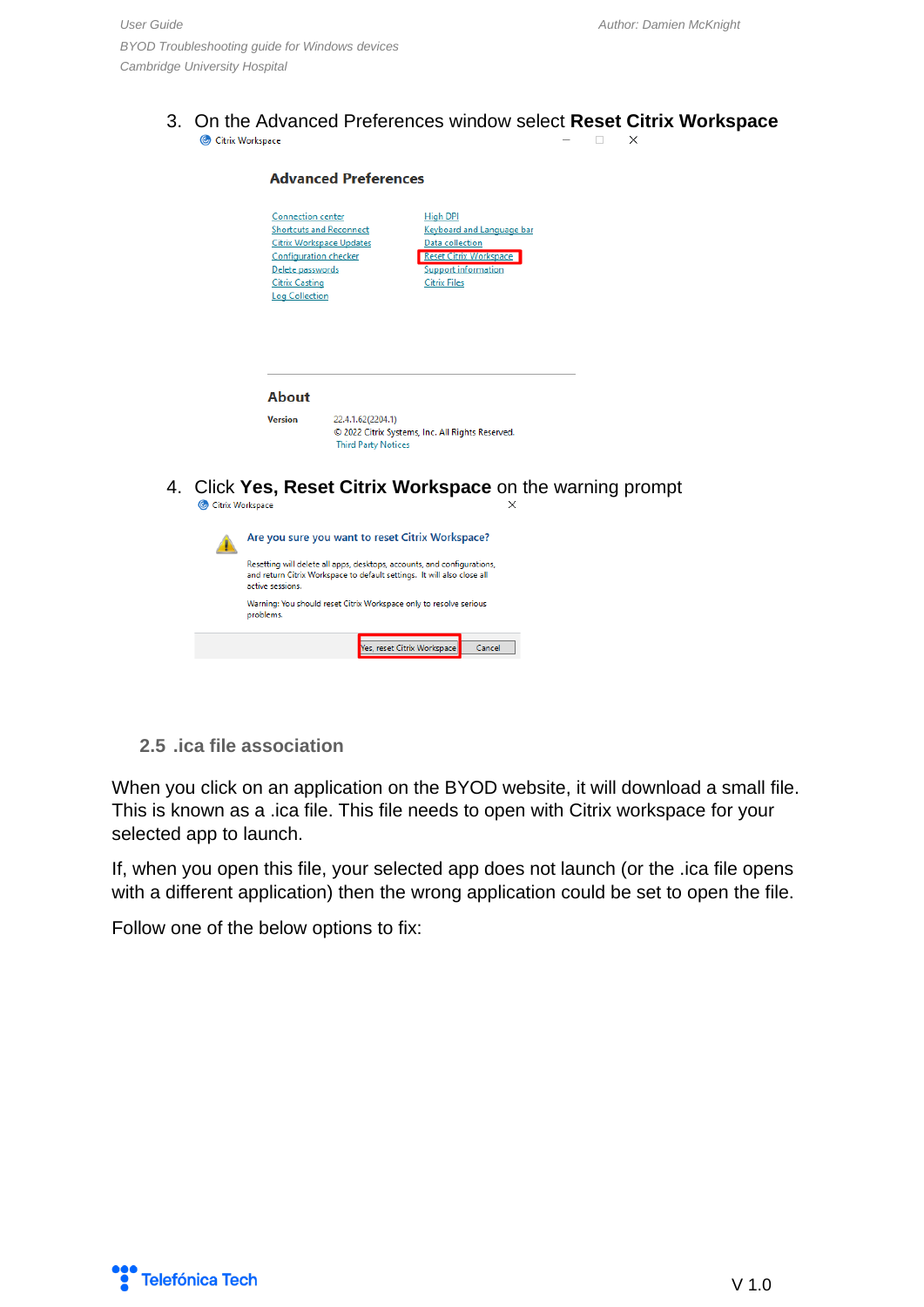3. On the Advanced Preferences window select **Reset Citrix Workspace**

4. Click **Yes, Reset Citrix Workspace** on the warning prompt

### 2.5 .ica file association

When you click on an application on the BYOD website, it will download a small file. This is known as a .ica file. This file needs to open with Citrix workspace for your selected app to launch.

If, when you open this file, your selected app does not launch (or the .ica file opens with a different application) then the wrong application could be set to open the file.

Follow one of the below options to fix: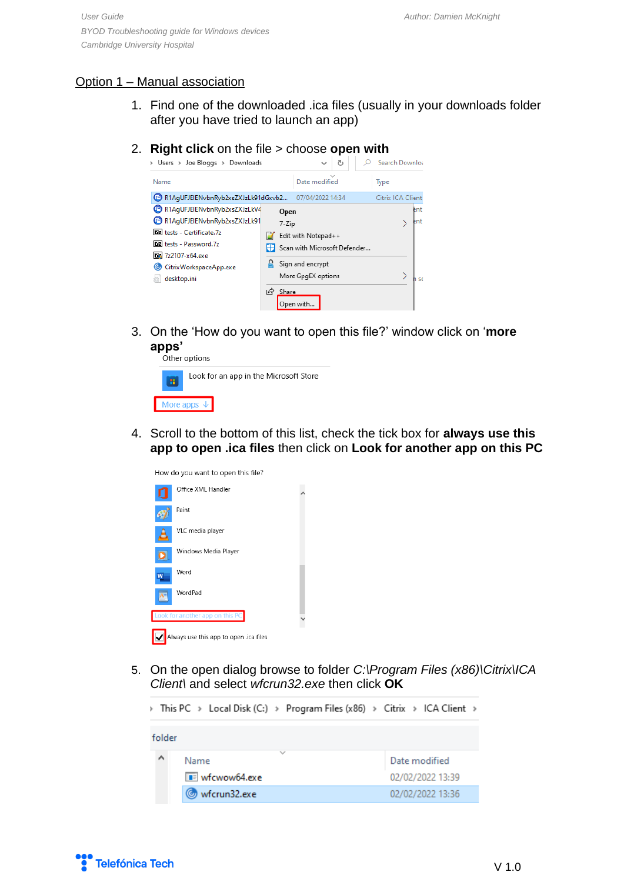## Option 1 – Manual association

1. Find one of the downloaded .ica files (usually in your downloads folder after you have tried to launch an app)

2. **Right click** on the file > choose **open with**

3. On the 'How do you want to open this file?' window click on '**more apps'**

4. Scroll to the bottom of this list, check the tick box for **always use this app to open .ica files** then click on **Look for another app on this PC**

5. On the open dialog browse to folder *C:\Program Files (x86)\Citrix\ICA Client\* and select *wfcrun32.exe* then click **OK**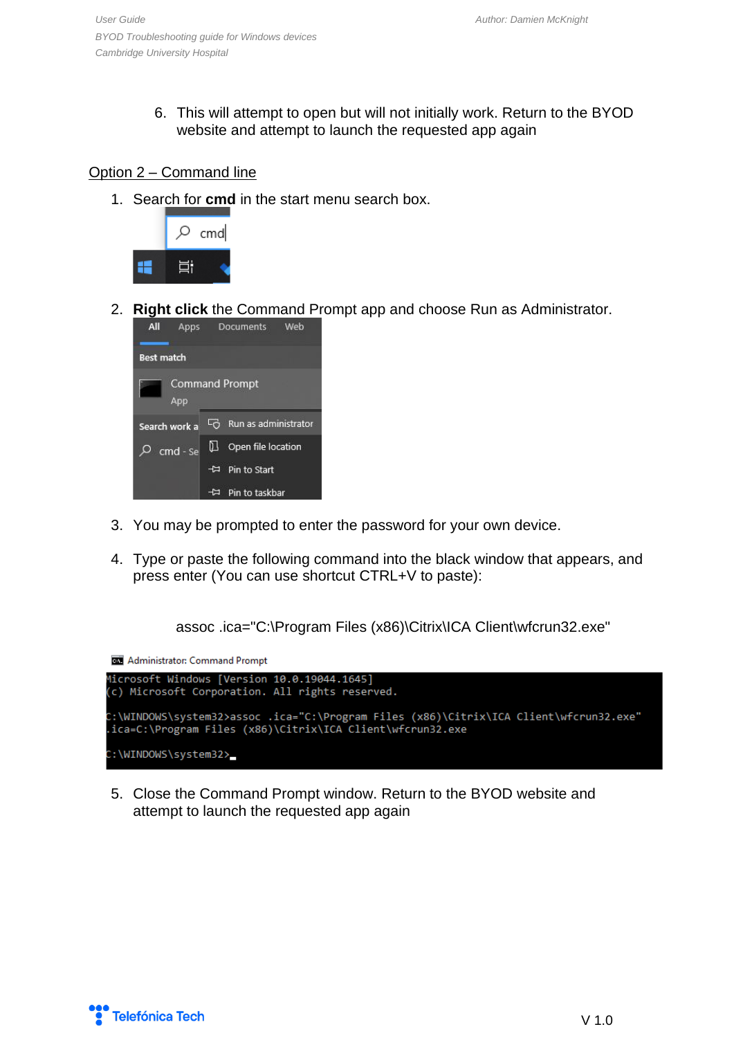6. This will attempt to open but will not initially work. Return to the BYOD website and attempt to launch the requested app again

## Option 2 – Command line

1. Search for **cmd** in the start menu search box.

2. **Right click** the Command Prompt app and choose Run as Administrator.

3. You may be prompted to enter the password for your own device.

4. Type or paste the following command into the black window that appears, and press enter (You can use shortcut CTRL+V to paste):

```
assoc .ica="C:\Program Files (x86)\Citrix\ICA Client\wfcrun32.exe"
```

```
Administrator: Command Prompt
Microsoft Windows [Version 10.0.19044.1645]
(c) Microsoft Corporation. All rights reserved.

C:\WINDOWS\system32>assoc .ica="C:\Program Files (x86)\Citrix\ICA Client\wfcrun32.exe"
.ica=C:\Program Files (x86)\Citrix\ICA Client\wfcrun32.exe

C:\WINDOWS\system32>
```

5. Close the Command Prompt window. Return to the BYOD website and attempt to launch the requested app again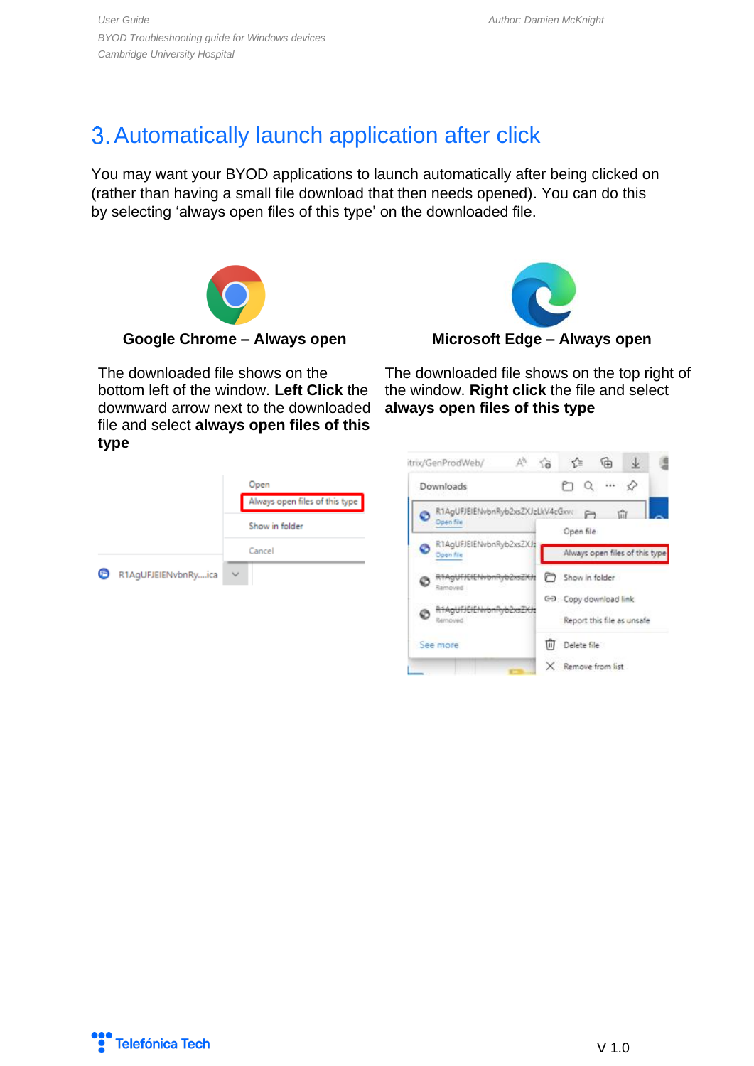# 3. Automatically launch application after click

You may want your BYOD applications to launch automatically after being clicked on (rather than having a small file download that then needs opened). You can do this by selecting 'always open files of this type' on the downloaded file.

**Google Chrome – Always open**

The downloaded file shows on the bottom left of the window. **Left Click** the downward arrow next to the downloaded file and select **always open files of this type**

**Microsoft Edge – Always open**

The downloaded file shows on the top right of the window. **Right click** the file and select **always open files of this type**